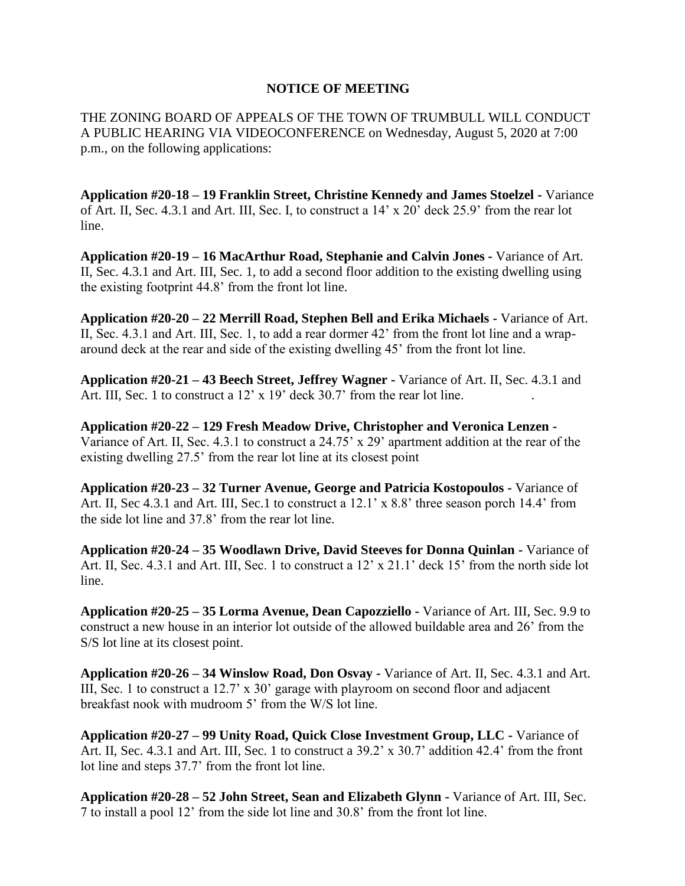**NOTICE OF MEETING**

THE ZONING BOARD OF APPEALS OF THE TOWN OF TRUMBULL WILL CONDUCT A PUBLIC HEARING VIA VIDEOCONFERENCE on Wednesday, August 5, 2020 at 7:00 p.m., on the following applications:

**Application #20-18 – 19 Franklin Street, Christine Kennedy and James Stoelzel -** Variance of Art. II, Sec. 4.3.1 and Art. III, Sec. I, to construct a 14' x 20' deck 25.9' from the rear lot line.

**Application #20-19 – 16 MacArthur Road, Stephanie and Calvin Jones -** Variance of Art. II, Sec. 4.3.1 and Art. III, Sec. 1, to add a second floor addition to the existing dwelling using the existing footprint 44.8' from the front lot line.

**Application #20-20 – 22 Merrill Road, Stephen Bell and Erika Michaels -** Variance of Art. II, Sec. 4.3.1 and Art. III, Sec. 1, to add a rear dormer 42' from the front lot line and a wrap-around deck at the rear and side of the existing dwelling 45' from the front lot line.

**Application #20-21 – 43 Beech Street, Jeffrey Wagner -** Variance of Art. II, Sec. 4.3.1 and Art. III, Sec. 1 to construct a 12' x 19' deck 30.7' from the rear lot line. .

**Application #20-22 – 129 Fresh Meadow Drive, Christopher and Veronica Lenzen -** Variance of Art. II, Sec. 4.3.1 to construct a 24.75' x 29' apartment addition at the rear of the existing dwelling 27.5' from the rear lot line at its closest point

**Application #20-23 – 32 Turner Avenue, George and Patricia Kostopoulos -** Variance of Art. II, Sec 4.3.1 and Art. III, Sec.1 to construct a 12.1' x 8.8' three season porch 14.4' from the side lot line and 37.8' from the rear lot line.

**Application #20-24 – 35 Woodlawn Drive, David Steeves for Donna Quinlan -** Variance of Art. II, Sec. 4.3.1 and Art. III, Sec. 1 to construct a 12' x 21.1' deck 15' from the north side lot line.

**Application #20-25 – 35 Lorma Avenue, Dean Capozziello -** Variance of Art. III, Sec. 9.9 to construct a new house in an interior lot outside of the allowed buildable area and 26' from the S/S lot line at its closest point.

**Application #20-26 – 34 Winslow Road, Don Osvay -** Variance of Art. II, Sec. 4.3.1 and Art. III, Sec. 1 to construct a 12.7' x 30' garage with playroom on second floor and adjacent breakfast nook with mudroom 5' from the W/S lot line.

**Application #20-27 – 99 Unity Road, Quick Close Investment Group, LLC -** Variance of Art. II, Sec. 4.3.1 and Art. III, Sec. 1 to construct a 39.2' x 30.7' addition 42.4' from the front lot line and steps 37.7' from the front lot line.

**Application #20-28 – 52 John Street, Sean and Elizabeth Glynn -** Variance of Art. III, Sec. 7 to install a pool 12' from the side lot line and 30.8' from the front lot line.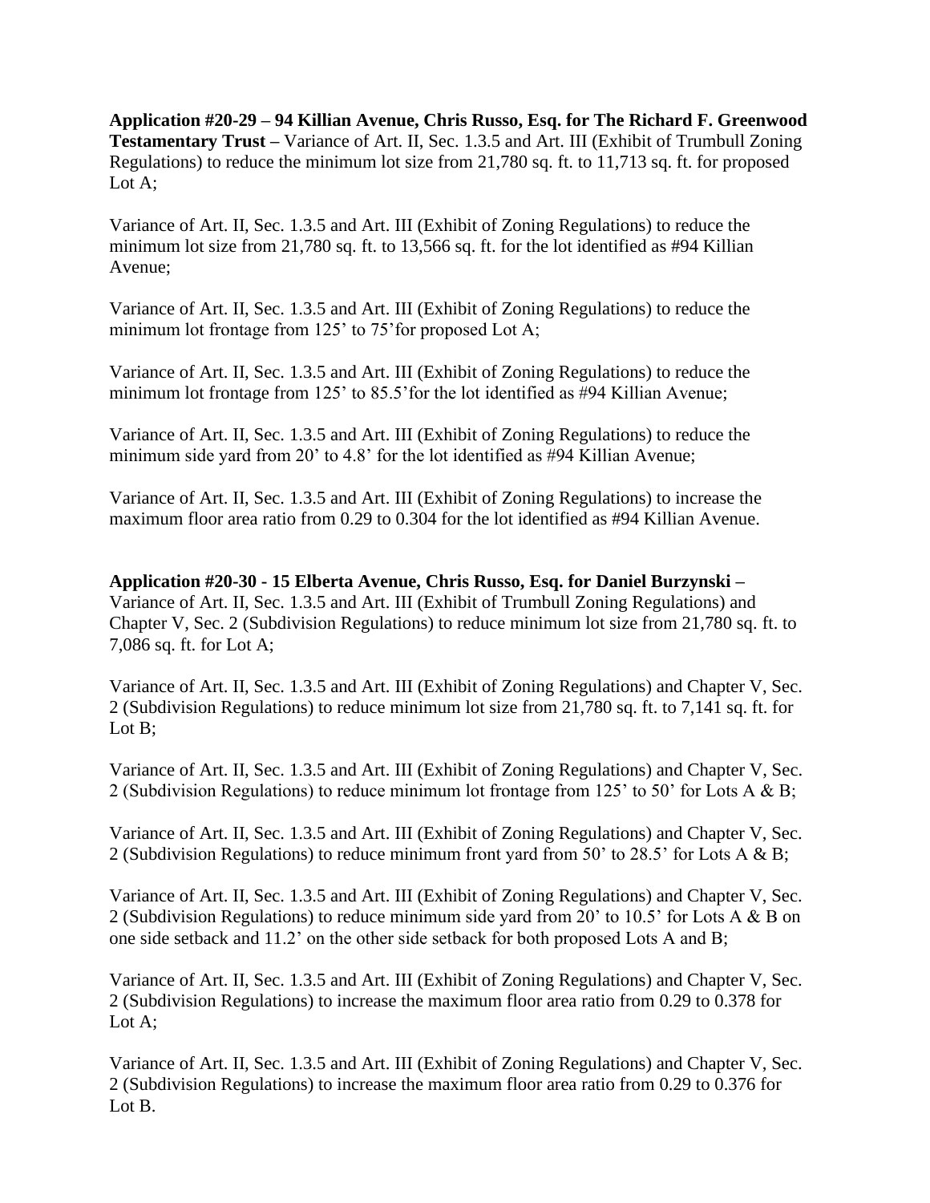**Application #20-29 – 94 Killian Avenue, Chris Russo, Esq. for The Richard F. Greenwood Testamentary Trust –** Variance of Art. II, Sec. 1.3.5 and Art. III (Exhibit of Trumbull Zoning Regulations) to reduce the minimum lot size from 21,780 sq. ft. to 11,713 sq. ft. for proposed Lot A;

Variance of Art. II, Sec. 1.3.5 and Art. III (Exhibit of Zoning Regulations) to reduce the minimum lot size from 21,780 sq. ft. to 13,566 sq. ft. for the lot identified as #94 Killian Avenue;

Variance of Art. II, Sec. 1.3.5 and Art. III (Exhibit of Zoning Regulations) to reduce the minimum lot frontage from 125' to 75'for proposed Lot A;

Variance of Art. II, Sec. 1.3.5 and Art. III (Exhibit of Zoning Regulations) to reduce the minimum lot frontage from 125' to 85.5'for the lot identified as #94 Killian Avenue;

Variance of Art. II, Sec. 1.3.5 and Art. III (Exhibit of Zoning Regulations) to reduce the minimum side yard from 20' to 4.8' for the lot identified as #94 Killian Avenue;

Variance of Art. II, Sec. 1.3.5 and Art. III (Exhibit of Zoning Regulations) to increase the maximum floor area ratio from 0.29 to 0.304 for the lot identified as #94 Killian Avenue.

**Application #20-30 - 15 Elberta Avenue, Chris Russo, Esq. for Daniel Burzynski –** Variance of Art. II, Sec. 1.3.5 and Art. III (Exhibit of Trumbull Zoning Regulations) and Chapter V, Sec. 2 (Subdivision Regulations) to reduce minimum lot size from 21,780 sq. ft. to 7,086 sq. ft. for Lot A;

Variance of Art. II, Sec. 1.3.5 and Art. III (Exhibit of Zoning Regulations) and Chapter V, Sec. 2 (Subdivision Regulations) to reduce minimum lot size from 21,780 sq. ft. to 7,141 sq. ft. for Lot B;

Variance of Art. II, Sec. 1.3.5 and Art. III (Exhibit of Zoning Regulations) and Chapter V, Sec. 2 (Subdivision Regulations) to reduce minimum lot frontage from 125' to 50' for Lots A & B;

Variance of Art. II, Sec. 1.3.5 and Art. III (Exhibit of Zoning Regulations) and Chapter V, Sec. 2 (Subdivision Regulations) to reduce minimum front yard from 50' to 28.5' for Lots A & B;

Variance of Art. II, Sec. 1.3.5 and Art. III (Exhibit of Zoning Regulations) and Chapter V, Sec. 2 (Subdivision Regulations) to reduce minimum side yard from 20' to 10.5' for Lots A & B on one side setback and 11.2' on the other side setback for both proposed Lots A and B;

Variance of Art. II, Sec. 1.3.5 and Art. III (Exhibit of Zoning Regulations) and Chapter V, Sec. 2 (Subdivision Regulations) to increase the maximum floor area ratio from 0.29 to 0.378 for Lot A;

Variance of Art. II, Sec. 1.3.5 and Art. III (Exhibit of Zoning Regulations) and Chapter V, Sec. 2 (Subdivision Regulations) to increase the maximum floor area ratio from 0.29 to 0.376 for Lot B.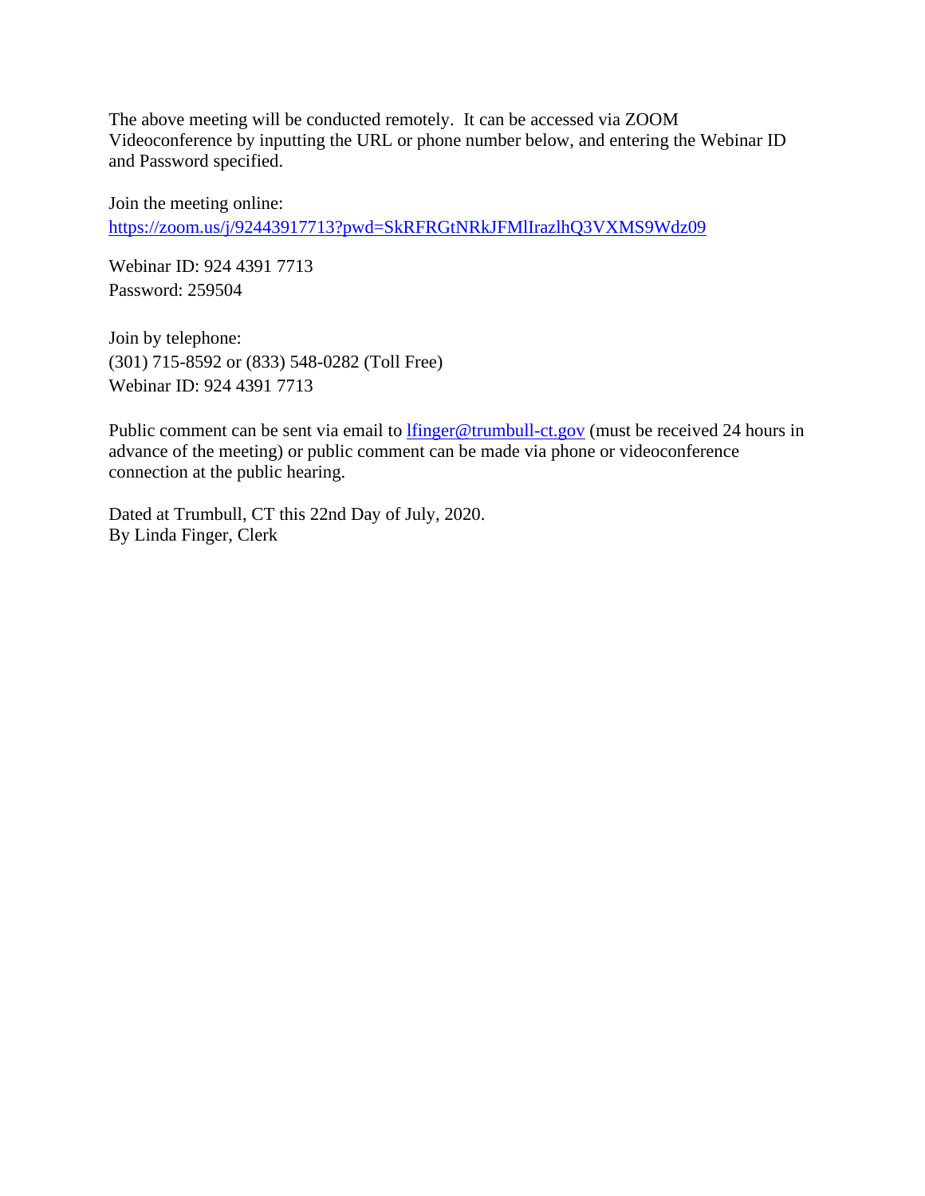The above meeting will be conducted remotely. It can be accessed via ZOOM Videoconference by inputting the URL or phone number below, and entering the Webinar ID and Password specified.

Join the meeting online:
https://zoom.us/j/92443917713?pwd=SkRFRGtNRkJFMlIrazlhQ3VXMS9Wdz09

Webinar ID: 924 4391 7713
Password: 259504

Join by telephone:
(301) 715-8592 or (833) 548-0282 (Toll Free)
Webinar ID: 924 4391 7713

Public comment can be sent via email to lfinger@trumbull-ct.gov (must be received 24 hours in advance of the meeting) or public comment can be made via phone or videoconference connection at the public hearing.

Dated at Trumbull, CT this 22nd Day of July, 2020.
By Linda Finger, Clerk